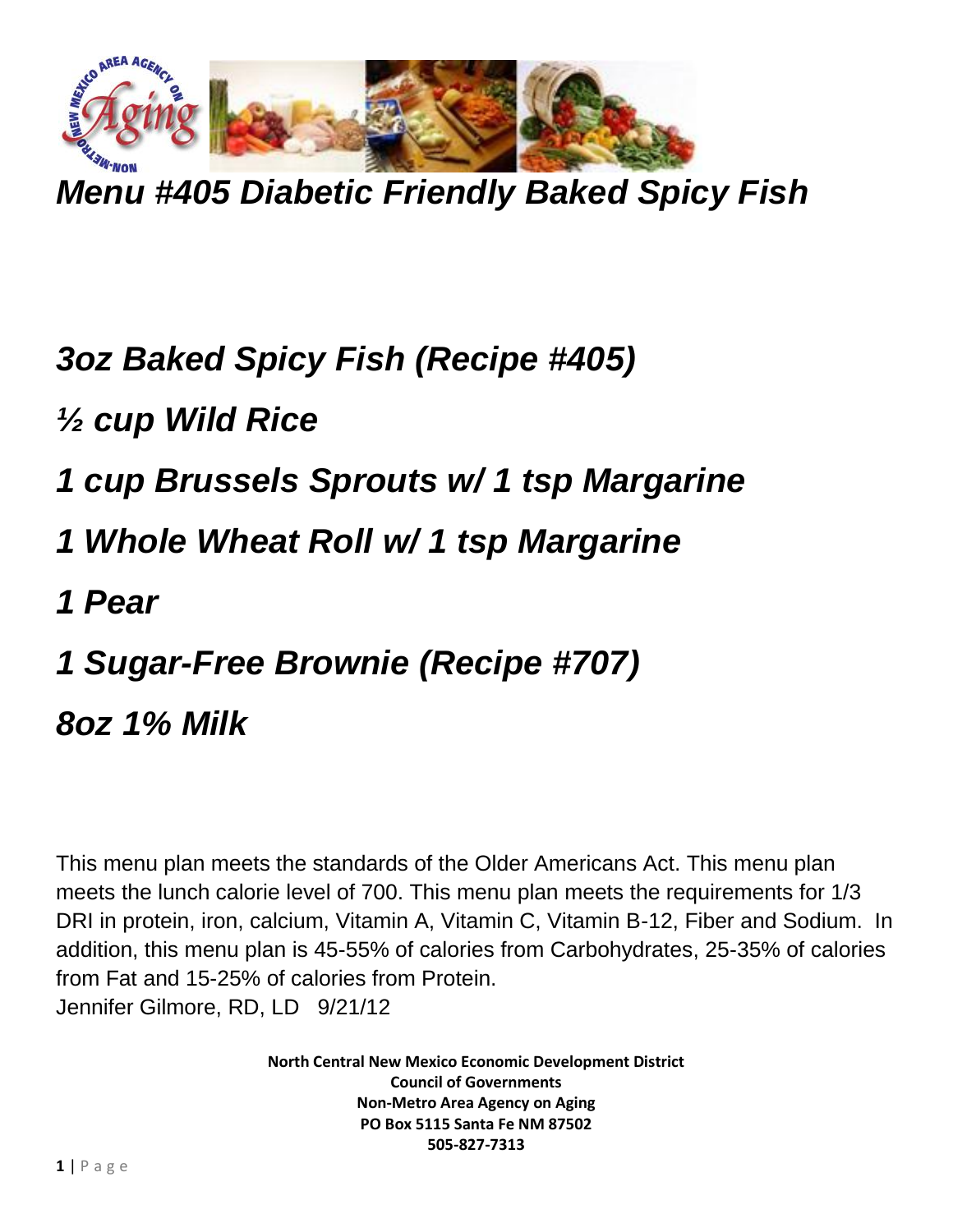# *Menu #405 Diabetic Friendly Baked Spicy Fish*

***3oz Baked Spicy Fish (Recipe #405)***

***½ cup Wild Rice***

***1 cup Brussels Sprouts w/ 1 tsp Margarine***

***1 Whole Wheat Roll w/ 1 tsp Margarine***

***1 Pear***

***1 Sugar-Free Brownie (Recipe #707)***

***8oz 1% Milk***

This menu plan meets the standards of the Older Americans Act. This menu plan meets the lunch calorie level of 700. This menu plan meets the requirements for 1/3 DRI in protein, iron, calcium, Vitamin A, Vitamin C, Vitamin B-12, Fiber and Sodium. In addition, this menu plan is 45-55% of calories from Carbohydrates, 25-35% of calories from Fat and 15-25% of calories from Protein.
Jennifer Gilmore, RD, LD 9/21/12

**North Central New Mexico Economic Development District**
**Council of Governments**
**Non-Metro Area Agency on Aging**
**PO Box 5115 Santa Fe NM 87502**
**505-827-7313**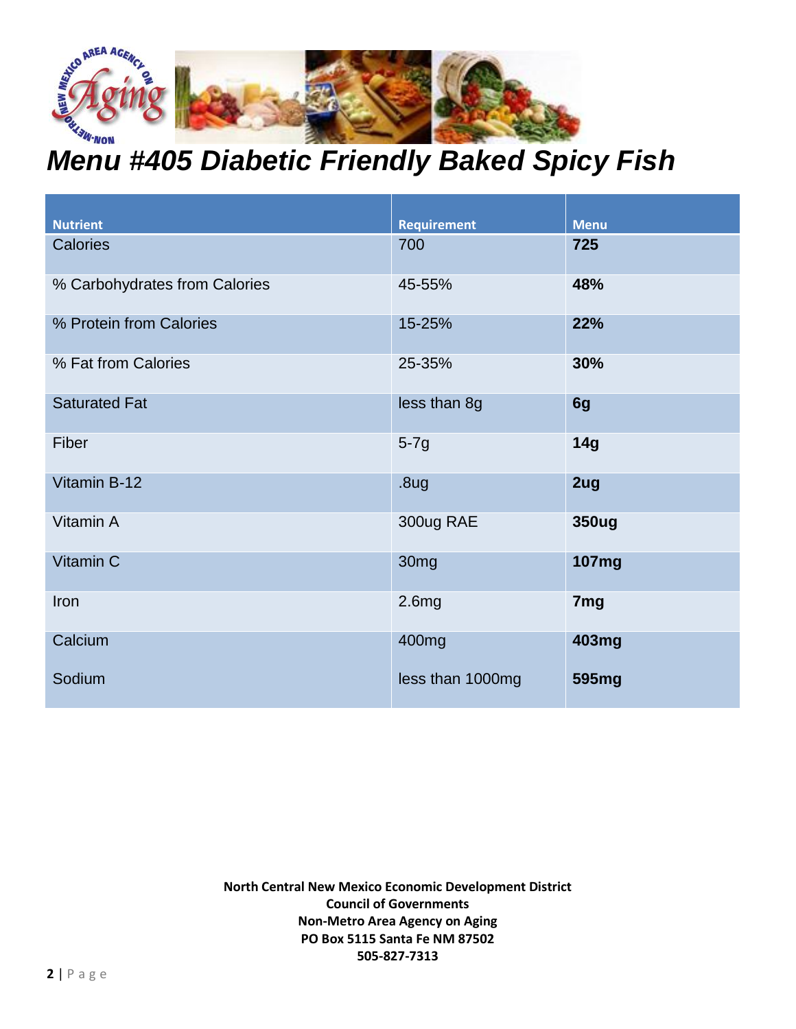# *Menu #405 Diabetic Friendly Baked Spicy Fish*

| Nutrient | Requirement | Menu |
|---|---|---|
| Calories | 700 | **725** |
| % Carbohydrates from Calories | 45-55% | **48%** |
| % Protein from Calories | 15-25% | **22%** |
| % Fat from Calories | 25-35% | **30%** |
| Saturated Fat | less than 8g | **6g** |
| Fiber | 5-7g | **14g** |
| Vitamin B-12 | .8ug | **2ug** |
| Vitamin A | 300ug RAE | **350ug** |
| Vitamin C | 30mg | **107mg** |
| Iron | 2.6mg | **7mg** |
| Calcium | 400mg | **403mg** |
| Sodium | less than 1000mg | **595mg** |

**North Central New Mexico Economic Development District**
**Council of Governments**
**Non-Metro Area Agency on Aging**
**PO Box 5115 Santa Fe NM 87502**
**505-827-7313**